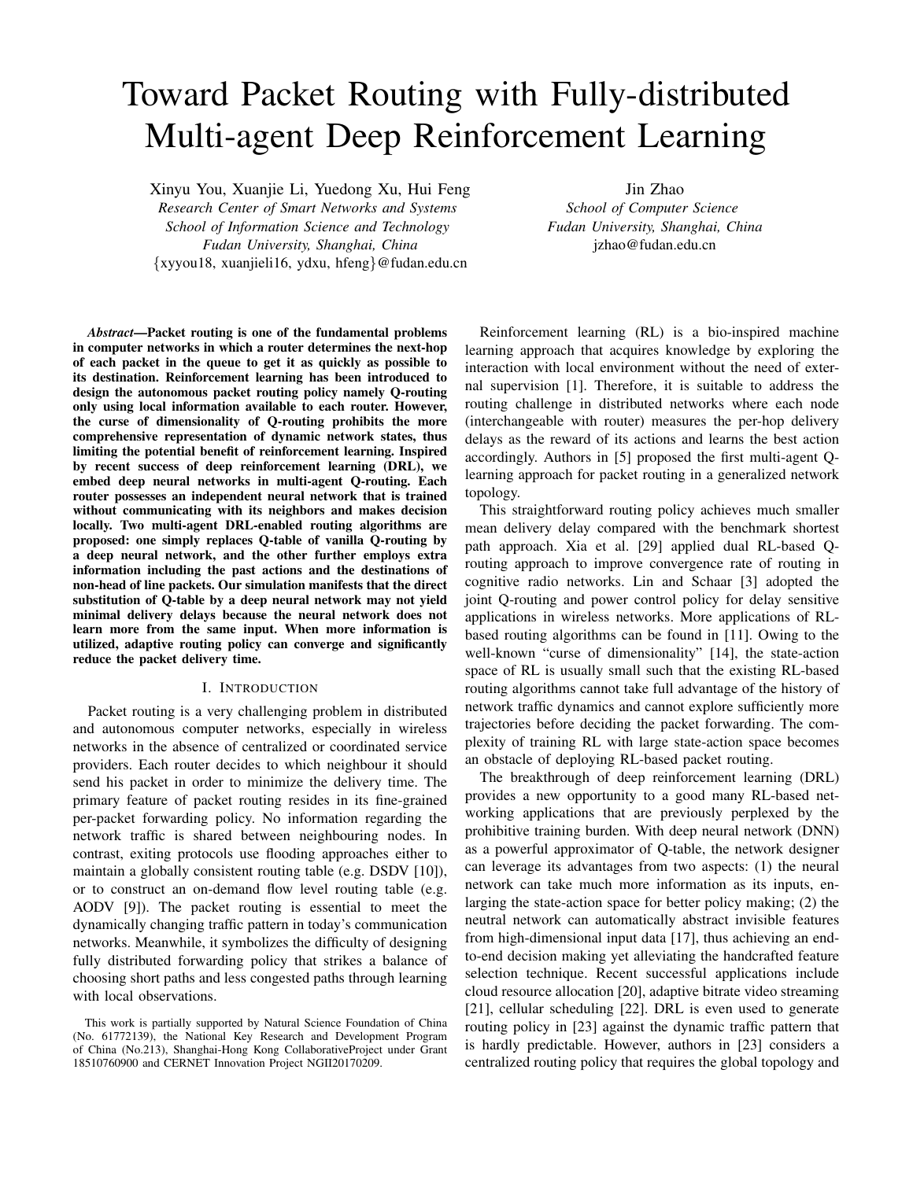# Toward Packet Routing with Fully-distributed Multi-agent Deep Reinforcement Learning

Xinyu You, Xuanjie Li, Yuedong Xu, Hui Feng
*Research Center of Smart Networks and Systems*
*School of Information Science and Technology*
*Fudan University, Shanghai, China*
{xyyou18, xuanjieli16, ydxu, hfeng}@fudan.edu.cn

Jin Zhao
*School of Computer Science*
*Fudan University, Shanghai, China*
jzhao@fudan.edu.cn

***Abstract*—Packet routing is one of the fundamental problems in computer networks in which a router determines the next-hop of each packet in the queue to get it as quickly as possible to its destination. Reinforcement learning has been introduced to design the autonomous packet routing policy namely Q-routing only using local information available to each router. However, the curse of dimensionality of Q-routing prohibits the more comprehensive representation of dynamic network states, thus limiting the potential benefit of reinforcement learning. Inspired by recent success of deep reinforcement learning (DRL), we embed deep neural networks in multi-agent Q-routing. Each router possesses an independent neural network that is trained without communicating with its neighbors and makes decision locally. Two multi-agent DRL-enabled routing algorithms are proposed: one simply replaces Q-table of vanilla Q-routing by a deep neural network, and the other further employs extra information including the past actions and the destinations of non-head of line packets. Our simulation manifests that the direct substitution of Q-table by a deep neural network may not yield minimal delivery delays because the neural network does not learn more from the same input. When more information is utilized, adaptive routing policy can converge and significantly reduce the packet delivery time.**

## I. Introduction

Packet routing is a very challenging problem in distributed and autonomous computer networks, especially in wireless networks in the absence of centralized or coordinated service providers. Each router decides to which neighbour it should send his packet in order to minimize the delivery time. The primary feature of packet routing resides in its fine-grained per-packet forwarding policy. No information regarding the network traffic is shared between neighbouring nodes. In contrast, exiting protocols use flooding approaches either to maintain a globally consistent routing table (e.g. DSDV [10]), or to construct an on-demand flow level routing table (e.g. AODV [9]). The packet routing is essential to meet the dynamically changing traffic pattern in today's communication networks. Meanwhile, it symbolizes the difficulty of designing fully distributed forwarding policy that strikes a balance of choosing short paths and less congested paths through learning with local observations.

This work is partially supported by Natural Science Foundation of China (No. 61772139), the National Key Research and Development Program of China (No.213), Shanghai-Hong Kong CollaborativeProject under Grant 18510760900 and CERNET Innovation Project NGII20170209.

Reinforcement learning (RL) is a bio-inspired machine learning approach that acquires knowledge by exploring the interaction with local environment without the need of external supervision [1]. Therefore, it is suitable to address the routing challenge in distributed networks where each node (interchangeable with router) measures the per-hop delivery delays as the reward of its actions and learns the best action accordingly. Authors in [5] proposed the first multi-agent Q-learning approach for packet routing in a generalized network topology.

This straightforward routing policy achieves much smaller mean delivery delay compared with the benchmark shortest path approach. Xia et al. [29] applied dual RL-based Q-routing approach to improve convergence rate of routing in cognitive radio networks. Lin and Schaar [3] adopted the joint Q-routing and power control policy for delay sensitive applications in wireless networks. More applications of RL-based routing algorithms can be found in [11]. Owing to the well-known "curse of dimensionality" [14], the state-action space of RL is usually small such that the existing RL-based routing algorithms cannot take full advantage of the history of network traffic dynamics and cannot explore sufficiently more trajectories before deciding the packet forwarding. The complexity of training RL with large state-action space becomes an obstacle of deploying RL-based packet routing.

The breakthrough of deep reinforcement learning (DRL) provides a new opportunity to a good many RL-based networking applications that are previously perplexed by the prohibitive training burden. With deep neural network (DNN) as a powerful approximator of Q-table, the network designer can leverage its advantages from two aspects: (1) the neural network can take much more information as its inputs, enlarging the state-action space for better policy making; (2) the neutral network can automatically abstract invisible features from high-dimensional input data [17], thus achieving an end-to-end decision making yet alleviating the handcrafted feature selection technique. Recent successful applications include cloud resource allocation [20], adaptive bitrate video streaming [21], cellular scheduling [22]. DRL is even used to generate routing policy in [23] against the dynamic traffic pattern that is hardly predictable. However, authors in [23] considers a centralized routing policy that requires the global topology and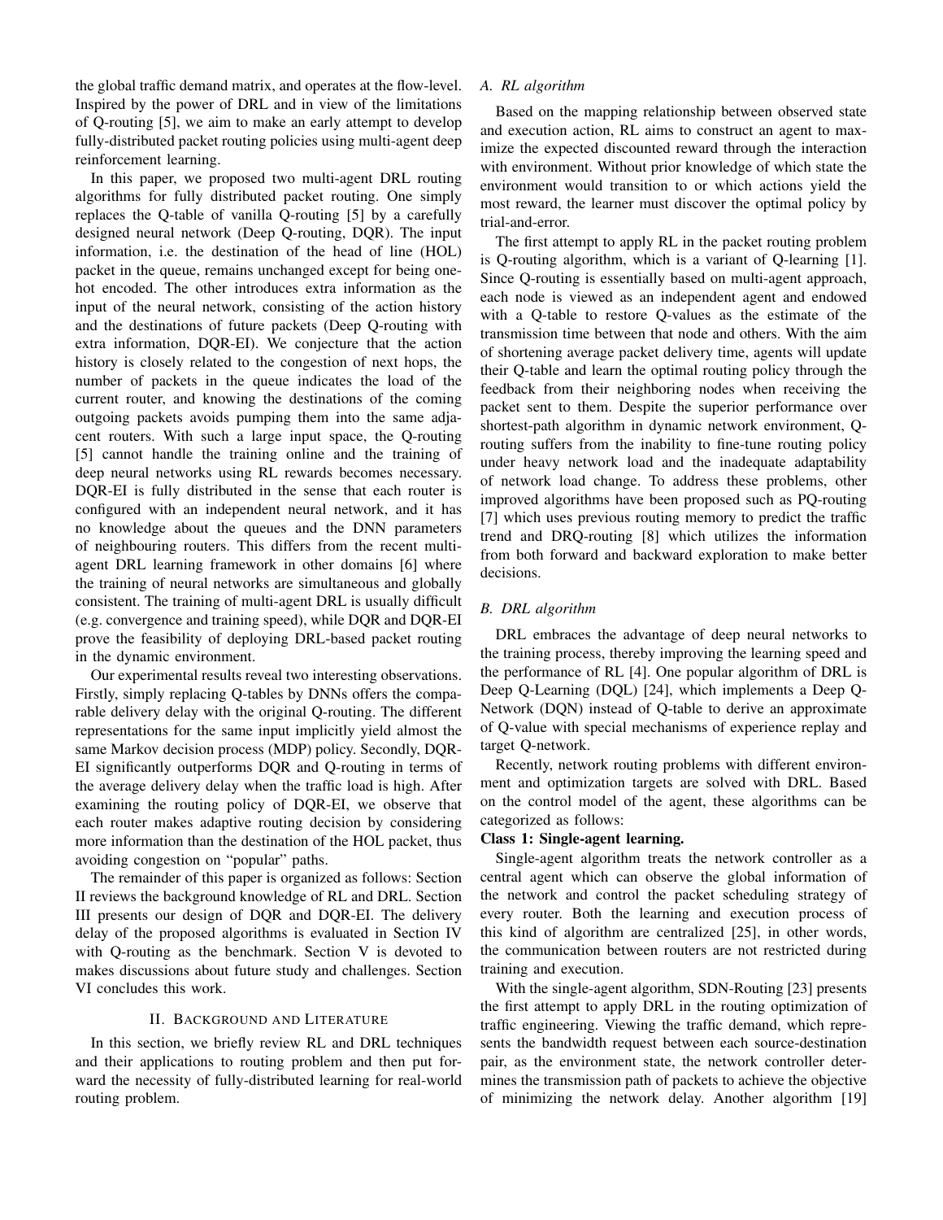the global traffic demand matrix, and operates at the flow-level. Inspired by the power of DRL and in view of the limitations of Q-routing [5], we aim to make an early attempt to develop fully-distributed packet routing policies using multi-agent deep reinforcement learning.

In this paper, we proposed two multi-agent DRL routing algorithms for fully distributed packet routing. One simply replaces the Q-table of vanilla Q-routing [5] by a carefully designed neural network (Deep Q-routing, DQR). The input information, i.e. the destination of the head of line (HOL) packet in the queue, remains unchanged except for being one-hot encoded. The other introduces extra information as the input of the neural network, consisting of the action history and the destinations of future packets (Deep Q-routing with extra information, DQR-EI). We conjecture that the action history is closely related to the congestion of next hops, the number of packets in the queue indicates the load of the current router, and knowing the destinations of the coming outgoing packets avoids pumping them into the same adjacent routers. With such a large input space, the Q-routing [5] cannot handle the training online and the training of deep neural networks using RL rewards becomes necessary. DQR-EI is fully distributed in the sense that each router is configured with an independent neural network, and it has no knowledge about the queues and the DNN parameters of neighbouring routers. This differs from the recent multi-agent DRL learning framework in other domains [6] where the training of neural networks are simultaneous and globally consistent. The training of multi-agent DRL is usually difficult (e.g. convergence and training speed), while DQR and DQR-EI prove the feasibility of deploying DRL-based packet routing in the dynamic environment.

Our experimental results reveal two interesting observations. Firstly, simply replacing Q-tables by DNNs offers the comparable delivery delay with the original Q-routing. The different representations for the same input implicitly yield almost the same Markov decision process (MDP) policy. Secondly, DQR-EI significantly outperforms DQR and Q-routing in terms of the average delivery delay when the traffic load is high. After examining the routing policy of DQR-EI, we observe that each router makes adaptive routing decision by considering more information than the destination of the HOL packet, thus avoiding congestion on "popular" paths.

The remainder of this paper is organized as follows: Section II reviews the background knowledge of RL and DRL. Section III presents our design of DQR and DQR-EI. The delivery delay of the proposed algorithms is evaluated in Section IV with Q-routing as the benchmark. Section V is devoted to makes discussions about future study and challenges. Section VI concludes this work.

## II. Background and Literature

In this section, we briefly review RL and DRL techniques and their applications to routing problem and then put forward the necessity of fully-distributed learning for real-world routing problem.

### *A. RL algorithm*

Based on the mapping relationship between observed state and execution action, RL aims to construct an agent to maximize the expected discounted reward through the interaction with environment. Without prior knowledge of which state the environment would transition to or which actions yield the most reward, the learner must discover the optimal policy by trial-and-error.

The first attempt to apply RL in the packet routing problem is Q-routing algorithm, which is a variant of Q-learning [1]. Since Q-routing is essentially based on multi-agent approach, each node is viewed as an independent agent and endowed with a Q-table to restore Q-values as the estimate of the transmission time between that node and others. With the aim of shortening average packet delivery time, agents will update their Q-table and learn the optimal routing policy through the feedback from their neighboring nodes when receiving the packet sent to them. Despite the superior performance over shortest-path algorithm in dynamic network environment, Q-routing suffers from the inability to fine-tune routing policy under heavy network load and the inadequate adaptability of network load change. To address these problems, other improved algorithms have been proposed such as PQ-routing [7] which uses previous routing memory to predict the traffic trend and DRQ-routing [8] which utilizes the information from both forward and backward exploration to make better decisions.

### *B. DRL algorithm*

DRL embraces the advantage of deep neural networks to the training process, thereby improving the learning speed and the performance of RL [4]. One popular algorithm of DRL is Deep Q-Learning (DQL) [24], which implements a Deep Q-Network (DQN) instead of Q-table to derive an approximate of Q-value with special mechanisms of experience replay and target Q-network.

Recently, network routing problems with different environment and optimization targets are solved with DRL. Based on the control model of the agent, these algorithms can be categorized as follows:

**Class 1: Single-agent learning.**

Single-agent algorithm treats the network controller as a central agent which can observe the global information of the network and control the packet scheduling strategy of every router. Both the learning and execution process of this kind of algorithm are centralized [25], in other words, the communication between routers are not restricted during training and execution.

With the single-agent algorithm, SDN-Routing [23] presents the first attempt to apply DRL in the routing optimization of traffic engineering. Viewing the traffic demand, which represents the bandwidth request between each source-destination pair, as the environment state, the network controller determines the transmission path of packets to achieve the objective of minimizing the network delay. Another algorithm [19]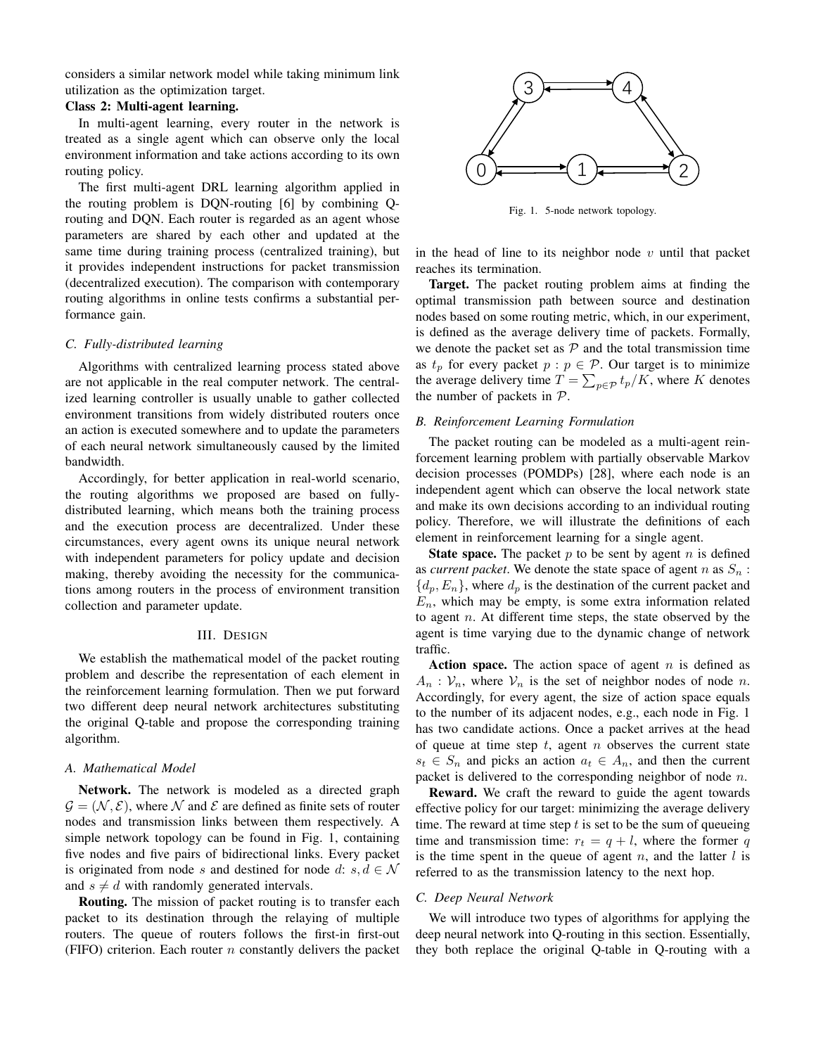considers a similar network model while taking minimum link utilization as the optimization target.

**Class 2: Multi-agent learning.**

In multi-agent learning, every router in the network is treated as a single agent which can observe only the local environment information and take actions according to its own routing policy.

The first multi-agent DRL learning algorithm applied in the routing problem is DQN-routing [6] by combining Q-routing and DQN. Each router is regarded as an agent whose parameters are shared by each other and updated at the same time during training process (centralized training), but it provides independent instructions for packet transmission (decentralized execution). The comparison with contemporary routing algorithms in online tests confirms a substantial performance gain.

### C. Fully-distributed learning

Algorithms with centralized learning process stated above are not applicable in the real computer network. The centralized learning controller is usually unable to gather collected environment transitions from widely distributed routers once an action is executed somewhere and to update the parameters of each neural network simultaneously caused by the limited bandwidth.

Accordingly, for better application in real-world scenario, the routing algorithms we proposed are based on fully-distributed learning, which means both the training process and the execution process are decentralized. Under these circumstances, every agent owns its unique neural network with independent parameters for policy update and decision making, thereby avoiding the necessity for the communications among routers in the process of environment transition collection and parameter update.

## III. Design

We establish the mathematical model of the packet routing problem and describe the representation of each element in the reinforcement learning formulation. Then we put forward two different deep neural network architectures substituting the original Q-table and propose the corresponding training algorithm.

### A. Mathematical Model

**Network.** The network is modeled as a directed graph $\mathcal{G} = (\mathcal{N}, \mathcal{E})$, where $\mathcal{N}$ and $\mathcal{E}$ are defined as finite sets of router nodes and transmission links between them respectively. A simple network topology can be found in Fig. 1, containing five nodes and five pairs of bidirectional links. Every packet is originated from node $s$ and destined for node $d$: $s, d \in \mathcal{N}$ and $s \neq d$ with randomly generated intervals.

**Routing.** The mission of packet routing is to transfer each packet to its destination through the relaying of multiple routers. The queue of routers follows the first-in first-out (FIFO) criterion. Each router $n$ constantly delivers the packet in the head of line to its neighbor node $v$ until that packet reaches its termination.

Fig. 1. 5-node network topology.

**Target.** The packet routing problem aims at finding the optimal transmission path between source and destination nodes based on some routing metric, which, in our experiment, is defined as the average delivery time of packets. Formally, we denote the packet set as $\mathcal{P}$ and the total transmission time as $t_p$ for every packet $p : p \in \mathcal{P}$. Our target is to minimize the average delivery time $T = \sum_{p \in \mathcal{P}} t_p / K$, where $K$ denotes the number of packets in $\mathcal{P}$.

### B. Reinforcement Learning Formulation

The packet routing can be modeled as a multi-agent reinforcement learning problem with partially observable Markov decision processes (POMDPs) [28], where each node is an independent agent which can observe the local network state and make its own decisions according to an individual routing policy. Therefore, we will illustrate the definitions of each element in reinforcement learning for a single agent.

**State space.** The packet $p$ to be sent by agent $n$ is defined as *current packet*. We denote the state space of agent $n$ as $S_n$ : $\{d_p, E_n\}$, where $d_p$ is the destination of the current packet and $E_n$, which may be empty, is some extra information related to agent $n$. At different time steps, the state observed by the agent is time varying due to the dynamic change of network traffic.

**Action space.** The action space of agent $n$ is defined as $A_n$ : $\mathcal{V}_n$, where $\mathcal{V}_n$ is the set of neighbor nodes of node $n$. Accordingly, for every agent, the size of action space equals to the number of its adjacent nodes, e.g., each node in Fig. 1 has two candidate actions. Once a packet arrives at the head of queue at time step $t$, agent $n$ observes the current state $s_t \in S_n$ and picks an action $a_t \in A_n$, and then the current packet is delivered to the corresponding neighbor of node $n$.

**Reward.** We craft the reward to guide the agent towards effective policy for our target: minimizing the average delivery time. The reward at time step $t$ is set to be the sum of queueing time and transmission time: $r_t = q + l$, where the former $q$ is the time spent in the queue of agent $n$, and the latter $l$ is referred to as the transmission latency to the next hop.

### C. Deep Neural Network

We will introduce two types of algorithms for applying the deep neural network into Q-routing in this section. Essentially, they both replace the original Q-table in Q-routing with a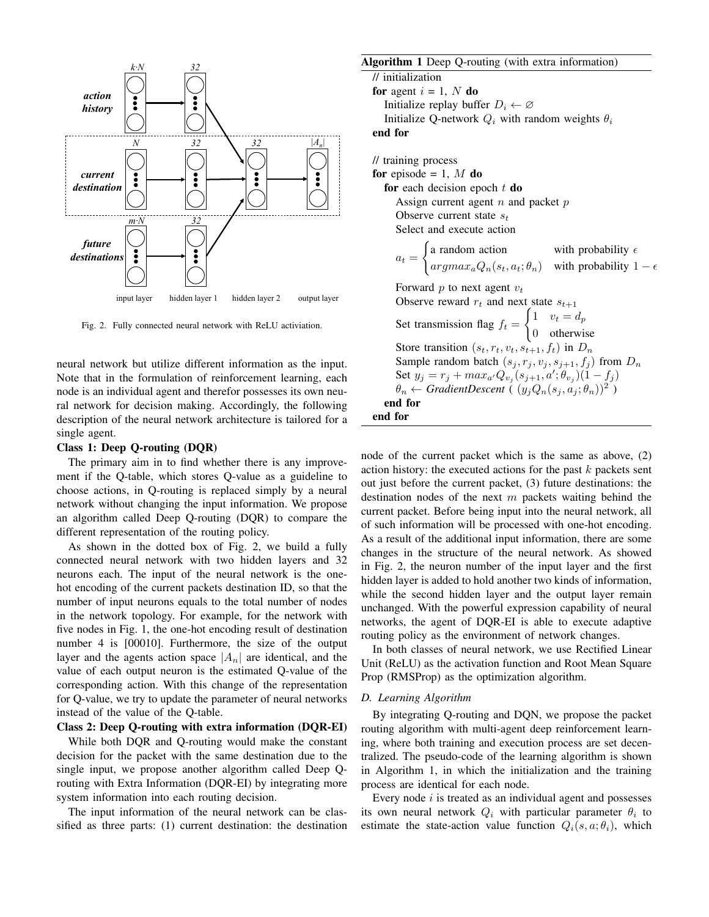Fig. 2. Fully connected neural network with ReLU activiation.

neural network but utilize different information as the input. Note that in the formulation of reinforcement learning, each node is an individual agent and therefor possesses its own neural network for decision making. Accordingly, the following description of the neural network architecture is tailored for a single agent.

**Class 1: Deep Q-routing (DQR)**

The primary aim in to find whether there is any improvement if the Q-table, which stores Q-value as a guideline to choose actions, in Q-routing is replaced simply by a neural network without changing the input information. We propose an algorithm called Deep Q-routing (DQR) to compare the different representation of the routing policy.

As shown in the dotted box of Fig. 2, we build a fully connected neural network with two hidden layers and 32 neurons each. The input of the neural network is the one-hot encoding of the current packets destination ID, so that the number of input neurons equals to the total number of nodes in the network topology. For example, for the network with five nodes in Fig. 1, the one-hot encoding result of destination number 4 is [00010]. Furthermore, the size of the output layer and the agents action space $|A_n|$ are identical, and the value of each output neuron is the estimated Q-value of the corresponding action. With this change of the representation for Q-value, we try to update the parameter of neural networks instead of the value of the Q-table.

**Class 2: Deep Q-routing with extra information (DQR-EI)**

While both DQR and Q-routing would make the constant decision for the packet with the same destination due to the single input, we propose another algorithm called Deep Q-routing with Extra Information (DQR-EI) by integrating more system information into each routing decision.

The input information of the neural network can be classified as three parts: (1) current destination: the destination node of the current packet which is the same as above, (2) action history: the executed actions for the past $k$ packets sent out just before the current packet, (3) future destinations: the destination nodes of the next $m$ packets waiting behind the current packet. Before being input into the neural network, all of such information will be processed with one-hot encoding. As a result of the additional input information, there are some changes in the structure of the neural network. As showed in Fig. 2, the neuron number of the input layer and the first hidden layer is added to hold another two kinds of information, while the second hidden layer and the output layer remain unchanged. With the powerful expression capability of neural networks, the agent of DQR-EI is able to execute adaptive routing policy as the environment of network changes.

In both classes of neural network, we use Rectified Linear Unit (ReLU) as the activation function and Root Mean Square Prop (RMSProp) as the optimization algorithm.

**Algorithm 1** Deep Q-routing (with extra information)

// initialization
**for** agent $i$ = 1, $N$ **do**
  Initialize replay buffer $D_i \leftarrow \varnothing$
  Initialize Q-network $Q_i$ with random weights $\theta_i$
**end for**

// training process
**for** episode = 1, $M$ **do**
  **for** each decision epoch $t$ **do**
    Assign current agent $n$ and packet $p$
    Observe current state $s_t$
    Select and execute action

$$a_t = \begin{cases} \text{a random action} & \text{with probability } \epsilon \\ argmax_a Q_n(s_t, a_t; \theta_n) & \text{with probability } 1-\epsilon \end{cases}$$

    Forward $p$ to next agent $v_t$
    Observe reward $r_t$ and next state $s_{t+1}$
    Set transmission flag $f_t = \begin{cases} 1 & v_t = d_p \\ 0 & \text{otherwise} \end{cases}$
    Store transition $(s_t, r_t, v_t, s_{t+1}, f_t)$ in $D_n$
    Sample random batch $(s_j, r_j, v_j, s_{j+1}, f_j)$ from $D_n$
    Set $y_j = r_j + max_{a'} Q_{v_j}(s_{j+1}, a'; \theta_{v_j})(1 - f_j)$
    $\theta_n \leftarrow$ *GradientDescent* ( $(y_j Q_n(s_j, a_j; \theta_n))^2$ )
  **end for**
**end for**

### D. Learning Algorithm

By integrating Q-routing and DQN, we propose the packet routing algorithm with multi-agent deep reinforcement learning, where both training and execution process are set decentralized. The pseudo-code of the learning algorithm is shown in Algorithm 1, in which the initialization and the training process are identical for each node.

Every node $i$ is treated as an individual agent and possesses its own neural network $Q_i$ with particular parameter $\theta_i$ to estimate the state-action value function $Q_i(s, a; \theta_i)$, which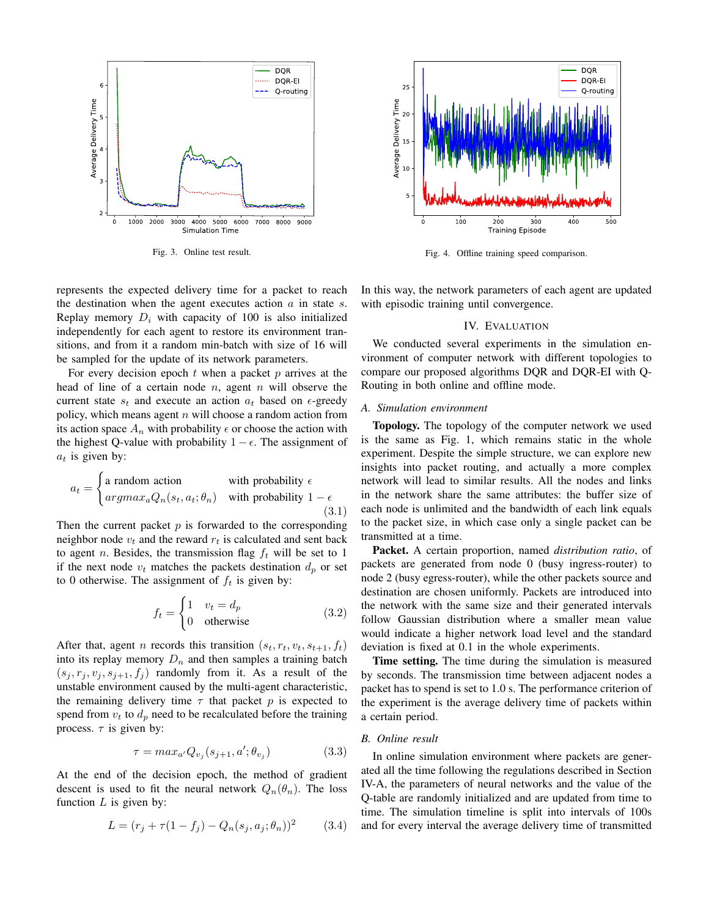Fig. 3. Online test result.

Fig. 4. Offline training speed comparison.

represents the expected delivery time for a packet to reach the destination when the agent executes action $a$ in state $s$. Replay memory $D_i$ with capacity of 100 is also initialized independently for each agent to restore its environment transitions, and from it a random min-batch with size of 16 will be sampled for the update of its network parameters.

For every decision epoch $t$ when a packet $p$ arrives at the head of line of a certain node $n$, agent $n$ will observe the current state $s_t$ and execute an action $a_t$ based on $\epsilon$-greedy policy, which means agent $n$ will choose a random action from its action space $A_n$ with probability $\epsilon$ or choose the action with the highest Q-value with probability $1-\epsilon$. The assignment of $a_t$ is given by:

$$a_t = \begin{cases} \text{a random action} & \text{with probability } \epsilon \\ argmax_a Q_n(s_t, a_t; \theta_n) & \text{with probability } 1-\epsilon \end{cases} \tag{3.1}$$

Then the current packet $p$ is forwarded to the corresponding neighbor node $v_t$ and the reward $r_t$ is calculated and sent back to agent $n$. Besides, the transmission flag $f_t$ will be set to 1 if the next node $v_t$ matches the packets destination $d_p$ or set to 0 otherwise. The assignment of $f_t$ is given by:

$$f_t = \begin{cases} 1 & v_t = d_p \\ 0 & \text{otherwise} \end{cases} \tag{3.2}$$

After that, agent $n$ records this transition $(s_t, r_t, v_t, s_{t+1}, f_t)$ into its replay memory $D_n$ and then samples a training batch $(s_j, r_j, v_j, s_{j+1}, f_j)$ randomly from it. As a result of the unstable environment caused by the multi-agent characteristic, the remaining delivery time $\tau$ that packet $p$ is expected to spend from $v_t$ to $d_p$ need to be recalculated before the training process. $\tau$ is given by:

$$\tau = max_{a'} Q_{v_j}(s_{j+1}, a'; \theta_{v_j}) \tag{3.3}$$

At the end of the decision epoch, the method of gradient descent is used to fit the neural network $Q_n(\theta_n)$. The loss function $L$ is given by:

$$L = (r_j + \tau(1 - f_j) - Q_n(s_j, a_j; \theta_n))^2 \tag{3.4}$$

In this way, the network parameters of each agent are updated with episodic training until convergence.

## IV. Evaluation

We conducted several experiments in the simulation environment of computer network with different topologies to compare our proposed algorithms DQR and DQR-EI with Q-Routing in both online and offline mode.

### A. Simulation environment

**Topology.** The topology of the computer network we used is the same as Fig. 1, which remains static in the whole experiment. Despite the simple structure, we can explore new insights into packet routing, and actually a more complex network will lead to similar results. All the nodes and links in the network share the same attributes: the buffer size of each node is unlimited and the bandwidth of each link equals to the packet size, in which case only a single packet can be transmitted at a time.

**Packet.** A certain proportion, named *distribution ratio*, of packets are generated from node 0 (busy ingress-router) to node 2 (busy egress-router), while the other packets source and destination are chosen uniformly. Packets are introduced into the network with the same size and their generated intervals follow Gaussian distribution where a smaller mean value would indicate a higher network load level and the standard deviation is fixed at 0.1 in the whole experiments.

**Time setting.** The time during the simulation is measured by seconds. The transmission time between adjacent nodes a packet has to spend is set to 1.0 s. The performance criterion of the experiment is the average delivery time of packets within a certain period.

### B. Online result

In online simulation environment where packets are generated all the time following the regulations described in Section IV-A, the parameters of neural networks and the value of the Q-table are randomly initialized and are updated from time to time. The simulation timeline is split into intervals of 100s and for every interval the average delivery time of transmitted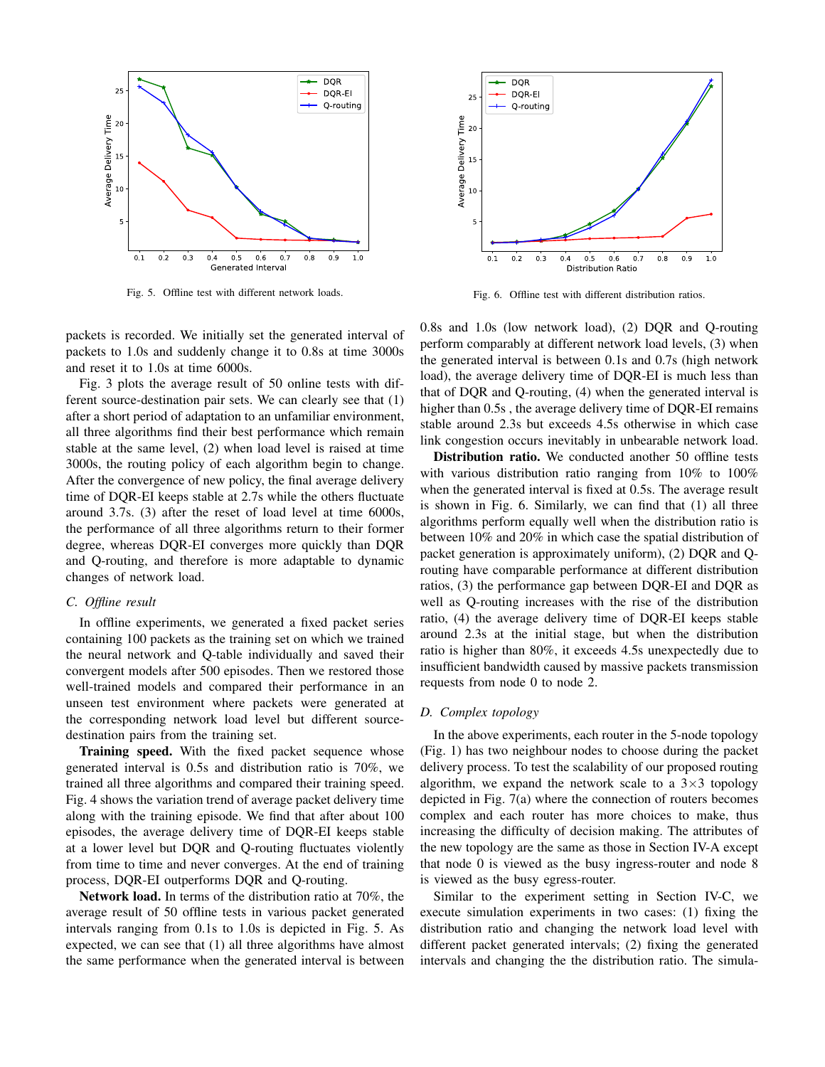Fig. 5. Offline test with different network loads.

Fig. 6. Offline test with different distribution ratios.

packets is recorded. We initially set the generated interval of packets to 1.0s and suddenly change it to 0.8s at time 3000s and reset it to 1.0s at time 6000s.

Fig. 3 plots the average result of 50 online tests with different source-destination pair sets. We can clearly see that (1) after a short period of adaptation to an unfamiliar environment, all three algorithms find their best performance which remain stable at the same level, (2) when load level is raised at time 3000s, the routing policy of each algorithm begin to change. After the convergence of new policy, the final average delivery time of DQR-EI keeps stable at 2.7s while the others fluctuate around 3.7s. (3) after the reset of load level at time 6000s, the performance of all three algorithms return to their former degree, whereas DQR-EI converges more quickly than DQR and Q-routing, and therefore is more adaptable to dynamic changes of network load.

### C. Offline result

In offline experiments, we generated a fixed packet series containing 100 packets as the training set on which we trained the neural network and Q-table individually and saved their convergent models after 500 episodes. Then we restored those well-trained models and compared their performance in an unseen test environment where packets were generated at the corresponding network load level but different source-destination pairs from the training set.

**Training speed.** With the fixed packet sequence whose generated interval is 0.5s and distribution ratio is 70%, we trained all three algorithms and compared their training speed. Fig. 4 shows the variation trend of average packet delivery time along with the training episode. We find that after about 100 episodes, the average delivery time of DQR-EI keeps stable at a lower level but DQR and Q-routing fluctuates violently from time to time and never converges. At the end of training process, DQR-EI outperforms DQR and Q-routing.

**Network load.** In terms of the distribution ratio at 70%, the average result of 50 offline tests in various packet generated intervals ranging from 0.1s to 1.0s is depicted in Fig. 5. As expected, we can see that (1) all three algorithms have almost the same performance when the generated interval is between 0.8s and 1.0s (low network load), (2) DQR and Q-routing perform comparably at different network load levels, (3) when the generated interval is between 0.1s and 0.7s (high network load), the average delivery time of DQR-EI is much less than that of DQR and Q-routing, (4) when the generated interval is higher than 0.5s , the average delivery time of DQR-EI remains stable around 2.3s but exceeds 4.5s otherwise in which case link congestion occurs inevitably in unbearable network load.

**Distribution ratio.** We conducted another 50 offline tests with various distribution ratio ranging from 10% to 100% when the generated interval is fixed at 0.5s. The average result is shown in Fig. 6. Similarly, we can find that (1) all three algorithms perform equally well when the distribution ratio is between 10% and 20% in which case the spatial distribution of packet generation is approximately uniform), (2) DQR and Q-routing have comparable performance at different distribution ratios, (3) the performance gap between DQR-EI and DQR as well as Q-routing increases with the rise of the distribution ratio, (4) the average delivery time of DQR-EI keeps stable around 2.3s at the initial stage, but when the distribution ratio is higher than 80%, it exceeds 4.5s unexpectedly due to insufficient bandwidth caused by massive packets transmission requests from node 0 to node 2.

### D. Complex topology

In the above experiments, each router in the 5-node topology (Fig. 1) has two neighbour nodes to choose during the packet delivery process. To test the scalability of our proposed routing algorithm, we expand the network scale to a $3\times3$ topology depicted in Fig. 7(a) where the connection of routers becomes complex and each router has more choices to make, thus increasing the difficulty of decision making. The attributes of the new topology are the same as those in Section IV-A except that node 0 is viewed as the busy ingress-router and node 8 is viewed as the busy egress-router.

Similar to the experiment setting in Section IV-C, we execute simulation experiments in two cases: (1) fixing the distribution ratio and changing the network load level with different packet generated intervals; (2) fixing the generated intervals and changing the the distribution ratio. The simula-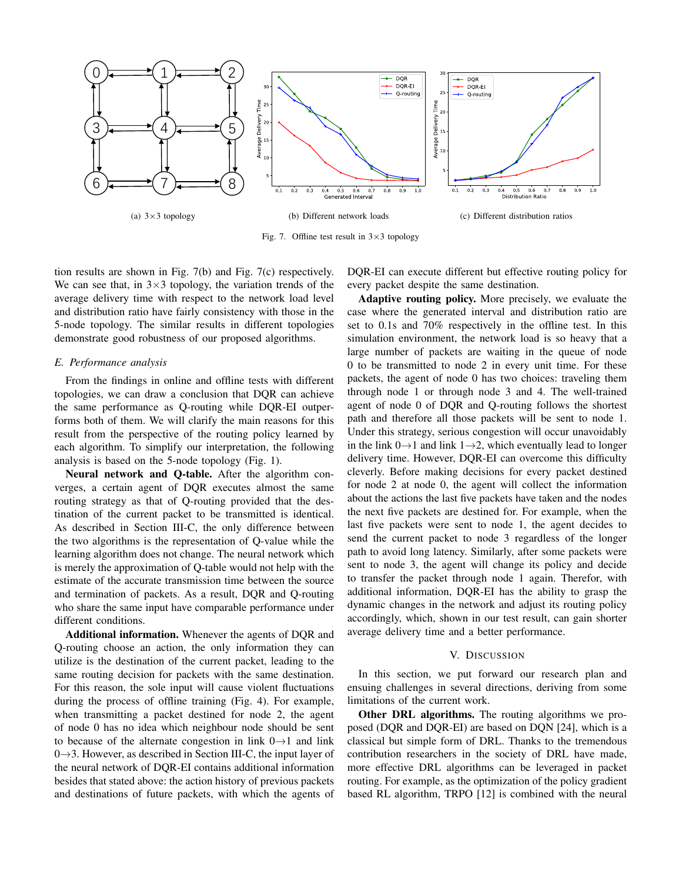(a) 3×3 topology

(b) Different network loads

(c) Different distribution ratios

Fig. 7. Offline test result in 3×3 topology

tion results are shown in Fig. 7(b) and Fig. 7(c) respectively. We can see that, in 3×3 topology, the variation trends of the average delivery time with respect to the network load level and distribution ratio have fairly consistency with those in the 5-node topology. The similar results in different topologies demonstrate good robustness of our proposed algorithms.

### *E. Performance analysis*

From the findings in online and offline tests with different topologies, we can draw a conclusion that DQR can achieve the same performance as Q-routing while DQR-EI outperforms both of them. We will clarify the main reasons for this result from the perspective of the routing policy learned by each algorithm. To simplify our interpretation, the following analysis is based on the 5-node topology (Fig. 1).

**Neural network and Q-table.** After the algorithm converges, a certain agent of DQR executes almost the same routing strategy as that of Q-routing provided that the destination of the current packet to be transmitted is identical. As described in Section III-C, the only difference between the two algorithms is the representation of Q-value while the learning algorithm does not change. The neural network which is merely the approximation of Q-table would not help with the estimate of the accurate transmission time between the source and termination of packets. As a result, DQR and Q-routing who share the same input have comparable performance under different conditions.

**Additional information.** Whenever the agents of DQR and Q-routing choose an action, the only information they can utilize is the destination of the current packet, leading to the same routing decision for packets with the same destination. For this reason, the sole input will cause violent fluctuations during the process of offline training (Fig. 4). For example, when transmitting a packet destined for node 2, the agent of node 0 has no idea which neighbour node should be sent to because of the alternate congestion in link 0→1 and link 0→3. However, as described in Section III-C, the input layer of the neural network of DQR-EI contains additional information besides that stated above: the action history of previous packets and destinations of future packets, with which the agents of DQR-EI can execute different but effective routing policy for every packet despite the same destination.

**Adaptive routing policy.** More precisely, we evaluate the case where the generated interval and distribution ratio are set to 0.1s and 70% respectively in the offline test. In this simulation environment, the network load is so heavy that a large number of packets are waiting in the queue of node 0 to be transmitted to node 2 in every unit time. For these packets, the agent of node 0 has two choices: traveling them through node 1 or through node 3 and 4. The well-trained agent of node 0 of DQR and Q-routing follows the shortest path and therefore all those packets will be sent to node 1. Under this strategy, serious congestion will occur unavoidably in the link 0→1 and link 1→2, which eventually lead to longer delivery time. However, DQR-EI can overcome this difficulty cleverly. Before making decisions for every packet destined for node 2 at node 0, the agent will collect the information about the actions the last five packets have taken and the nodes the next five packets are destined for. For example, when the last five packets were sent to node 1, the agent decides to send the current packet to node 3 regardless of the longer path to avoid long latency. Similarly, after some packets were sent to node 3, the agent will change its policy and decide to transfer the packet through node 1 again. Therefor, with additional information, DQR-EI has the ability to grasp the dynamic changes in the network and adjust its routing policy accordingly, which, shown in our test result, can gain shorter average delivery time and a better performance.

## V. Discussion

In this section, we put forward our research plan and ensuing challenges in several directions, deriving from some limitations of the current work.

**Other DRL algorithms.** The routing algorithms we proposed (DQR and DQR-EI) are based on DQN [24], which is a classical but simple form of DRL. Thanks to the tremendous contribution researchers in the society of DRL have made, more effective DRL algorithms can be leveraged in packet routing. For example, as the optimization of the policy gradient based RL algorithm, TRPO [12] is combined with the neural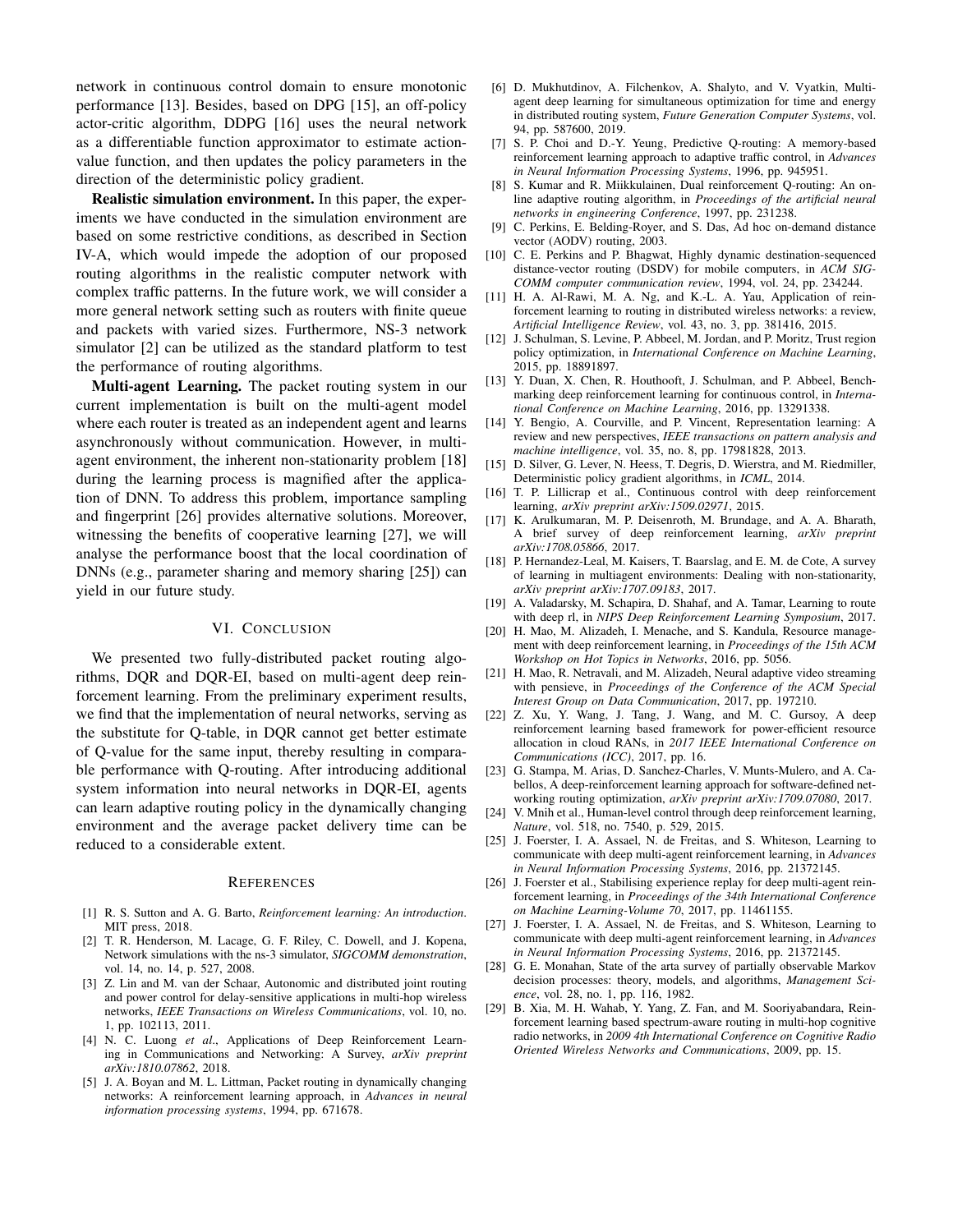network in continuous control domain to ensure monotonic performance [13]. Besides, based on DPG [15], an off-policy actor-critic algorithm, DDPG [16] uses the neural network as a differentiable function approximator to estimate action-value function, and then updates the policy parameters in the direction of the deterministic policy gradient.

**Realistic simulation environment.** In this paper, the experiments we have conducted in the simulation environment are based on some restrictive conditions, as described in Section IV-A, which would impede the adoption of our proposed routing algorithms in the realistic computer network with complex traffic patterns. In the future work, we will consider a more general network setting such as routers with finite queue and packets with varied sizes. Furthermore, NS-3 network simulator [2] can be utilized as the standard platform to test the performance of routing algorithms.

**Multi-agent Learning.** The packet routing system in our current implementation is built on the multi-agent model where each router is treated as an independent agent and learns asynchronously without communication. However, in multi-agent environment, the inherent non-stationarity problem [18] during the learning process is magnified after the application of DNN. To address this problem, importance sampling and fingerprint [26] provides alternative solutions. Moreover, witnessing the benefits of cooperative learning [27], we will analyse the performance boost that the local coordination of DNNs (e.g., parameter sharing and memory sharing [25]) can yield in our future study.

## VI. Conclusion

We presented two fully-distributed packet routing algorithms, DQR and DQR-EI, based on multi-agent deep reinforcement learning. From the preliminary experiment results, we find that the implementation of neural networks, serving as the substitute for Q-table, in DQR cannot get better estimate of Q-value for the same input, thereby resulting in comparable performance with Q-routing. After introducing additional system information into neural networks in DQR-EI, agents can learn adaptive routing policy in the dynamically changing environment and the average packet delivery time can be reduced to a considerable extent.

## References

[1] R. S. Sutton and A. G. Barto, *Reinforcement learning: An introduction*. MIT press, 2018.

[2] T. R. Henderson, M. Lacage, G. F. Riley, C. Dowell, and J. Kopena, Network simulations with the ns-3 simulator, *SIGCOMM demonstration*, vol. 14, no. 14, p. 527, 2008.

[3] Z. Lin and M. van der Schaar, Autonomic and distributed joint routing and power control for delay-sensitive applications in multi-hop wireless networks, *IEEE Transactions on Wireless Communications*, vol. 10, no. 1, pp. 102113, 2011.

[4] N. C. Luong *et al*., Applications of Deep Reinforcement Learning in Communications and Networking: A Survey, *arXiv preprint arXiv:1810.07862*, 2018.

[5] J. A. Boyan and M. L. Littman, Packet routing in dynamically changing networks: A reinforcement learning approach, in *Advances in neural information processing systems*, 1994, pp. 671678.

[6] D. Mukhutdinov, A. Filchenkov, A. Shalyto, and V. Vyatkin, Multi-agent deep learning for simultaneous optimization for time and energy in distributed routing system, *Future Generation Computer Systems*, vol. 94, pp. 587600, 2019.

[7] S. P. Choi and D.-Y. Yeung, Predictive Q-routing: A memory-based reinforcement learning approach to adaptive traffic control, in *Advances in Neural Information Processing Systems*, 1996, pp. 945951.

[8] S. Kumar and R. Miikkulainen, Dual reinforcement Q-routing: An on-line adaptive routing algorithm, in *Proceedings of the artificial neural networks in engineering Conference*, 1997, pp. 231238.

[9] C. Perkins, E. Belding-Royer, and S. Das, Ad hoc on-demand distance vector (AODV) routing, 2003.

[10] C. E. Perkins and P. Bhagwat, Highly dynamic destination-sequenced distance-vector routing (DSDV) for mobile computers, in *ACM SIGCOMM computer communication review*, 1994, vol. 24, pp. 234244.

[11] H. A. Al-Rawi, M. A. Ng, and K.-L. A. Yau, Application of reinforcement learning to routing in distributed wireless networks: a review, *Artificial Intelligence Review*, vol. 43, no. 3, pp. 381416, 2015.

[12] J. Schulman, S. Levine, P. Abbeel, M. Jordan, and P. Moritz, Trust region policy optimization, in *International Conference on Machine Learning*, 2015, pp. 18891897.

[13] Y. Duan, X. Chen, R. Houthooft, J. Schulman, and P. Abbeel, Benchmarking deep reinforcement learning for continuous control, in *International Conference on Machine Learning*, 2016, pp. 13291338.

[14] Y. Bengio, A. Courville, and P. Vincent, Representation learning: A review and new perspectives, *IEEE transactions on pattern analysis and machine intelligence*, vol. 35, no. 8, pp. 17981828, 2013.

[15] D. Silver, G. Lever, N. Heess, T. Degris, D. Wierstra, and M. Riedmiller, Deterministic policy gradient algorithms, in *ICML*, 2014.

[16] T. P. Lillicrap et al., Continuous control with deep reinforcement learning, *arXiv preprint arXiv:1509.02971*, 2015.

[17] K. Arulkumaran, M. P. Deisenroth, M. Brundage, and A. A. Bharath, A brief survey of deep reinforcement learning, *arXiv preprint arXiv:1708.05866*, 2017.

[18] P. Hernandez-Leal, M. Kaisers, T. Baarslag, and E. M. de Cote, A survey of learning in multiagent environments: Dealing with non-stationarity, *arXiv preprint arXiv:1707.09183*, 2017.

[19] A. Valadarsky, M. Schapira, D. Shahaf, and A. Tamar, Learning to route with deep rl, in *NIPS Deep Reinforcement Learning Symposium*, 2017.

[20] H. Mao, M. Alizadeh, I. Menache, and S. Kandula, Resource management with deep reinforcement learning, in *Proceedings of the 15th ACM Workshop on Hot Topics in Networks*, 2016, pp. 5056.

[21] H. Mao, R. Netravali, and M. Alizadeh, Neural adaptive video streaming with pensieve, in *Proceedings of the Conference of the ACM Special Interest Group on Data Communication*, 2017, pp. 197210.

[22] Z. Xu, Y. Wang, J. Tang, J. Wang, and M. C. Gursoy, A deep reinforcement learning based framework for power-efficient resource allocation in cloud RANs, in *2017 IEEE International Conference on Communications (ICC)*, 2017, pp. 16.

[23] G. Stampa, M. Arias, D. Sanchez-Charles, V. Munts-Mulero, and A. Cabellos, A deep-reinforcement learning approach for software-defined networking routing optimization, *arXiv preprint arXiv:1709.07080*, 2017.

[24] V. Mnih et al., Human-level control through deep reinforcement learning, *Nature*, vol. 518, no. 7540, p. 529, 2015.

[25] J. Foerster, I. A. Assael, N. de Freitas, and S. Whiteson, Learning to communicate with deep multi-agent reinforcement learning, in *Advances in Neural Information Processing Systems*, 2016, pp. 21372145.

[26] J. Foerster et al., Stabilising experience replay for deep multi-agent reinforcement learning, in *Proceedings of the 34th International Conference on Machine Learning-Volume 70*, 2017, pp. 11461155.

[27] J. Foerster, I. A. Assael, N. de Freitas, and S. Whiteson, Learning to communicate with deep multi-agent reinforcement learning, in *Advances in Neural Information Processing Systems*, 2016, pp. 21372145.

[28] G. E. Monahan, State of the arta survey of partially observable Markov decision processes: theory, models, and algorithms, *Management Science*, vol. 28, no. 1, pp. 116, 1982.

[29] B. Xia, M. H. Wahab, Y. Yang, Z. Fan, and M. Sooriyabandara, Reinforcement learning based spectrum-aware routing in multi-hop cognitive radio networks, in *2009 4th International Conference on Cognitive Radio Oriented Wireless Networks and Communications*, 2009, pp. 15.